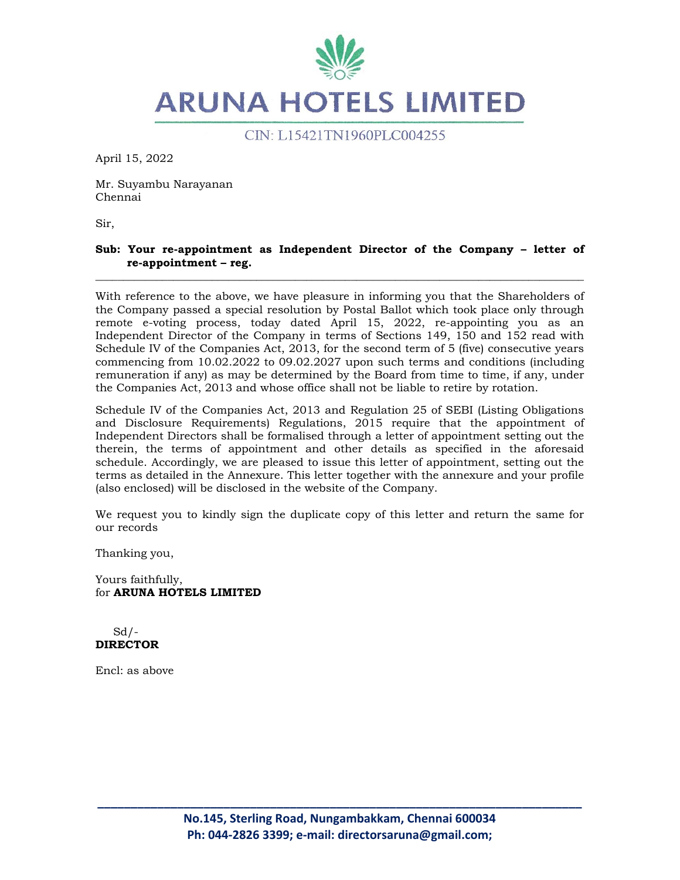# ARUNA HOTELS LIMITED

CIN: L15421TN1960PLC004255

April 15, 2022

Mr. Suyambu Narayanan
Chennai

Sir,

**Sub: Your re-appointment as Independent Director of the Company – letter of re-appointment – reg.**

---

With reference to the above, we have pleasure in informing you that the Shareholders of the Company passed a special resolution by Postal Ballot which took place only through remote e-voting process, today dated April 15, 2022, re-appointing you as an Independent Director of the Company in terms of Sections 149, 150 and 152 read with Schedule IV of the Companies Act, 2013, for the second term of 5 (five) consecutive years commencing from 10.02.2022 to 09.02.2027 upon such terms and conditions (including remuneration if any) as may be determined by the Board from time to time, if any, under the Companies Act, 2013 and whose office shall not be liable to retire by rotation.

Schedule IV of the Companies Act, 2013 and Regulation 25 of SEBI (Listing Obligations and Disclosure Requirements) Regulations, 2015 require that the appointment of Independent Directors shall be formalised through a letter of appointment setting out the therein, the terms of appointment and other details as specified in the aforesaid schedule. Accordingly, we are pleased to issue this letter of appointment, setting out the terms as detailed in the Annexure. This letter together with the annexure and your profile (also enclosed) will be disclosed in the website of the Company.

We request you to kindly sign the duplicate copy of this letter and return the same for our records

Thanking you,

Yours faithfully,
for **ARUNA HOTELS LIMITED**

Sd/-
**DIRECTOR**

Encl: as above

**No.145, Sterling Road, Nungambakkam, Chennai 600034**
**Ph: 044-2826 3399; e-mail: directorsaruna@gmail.com;**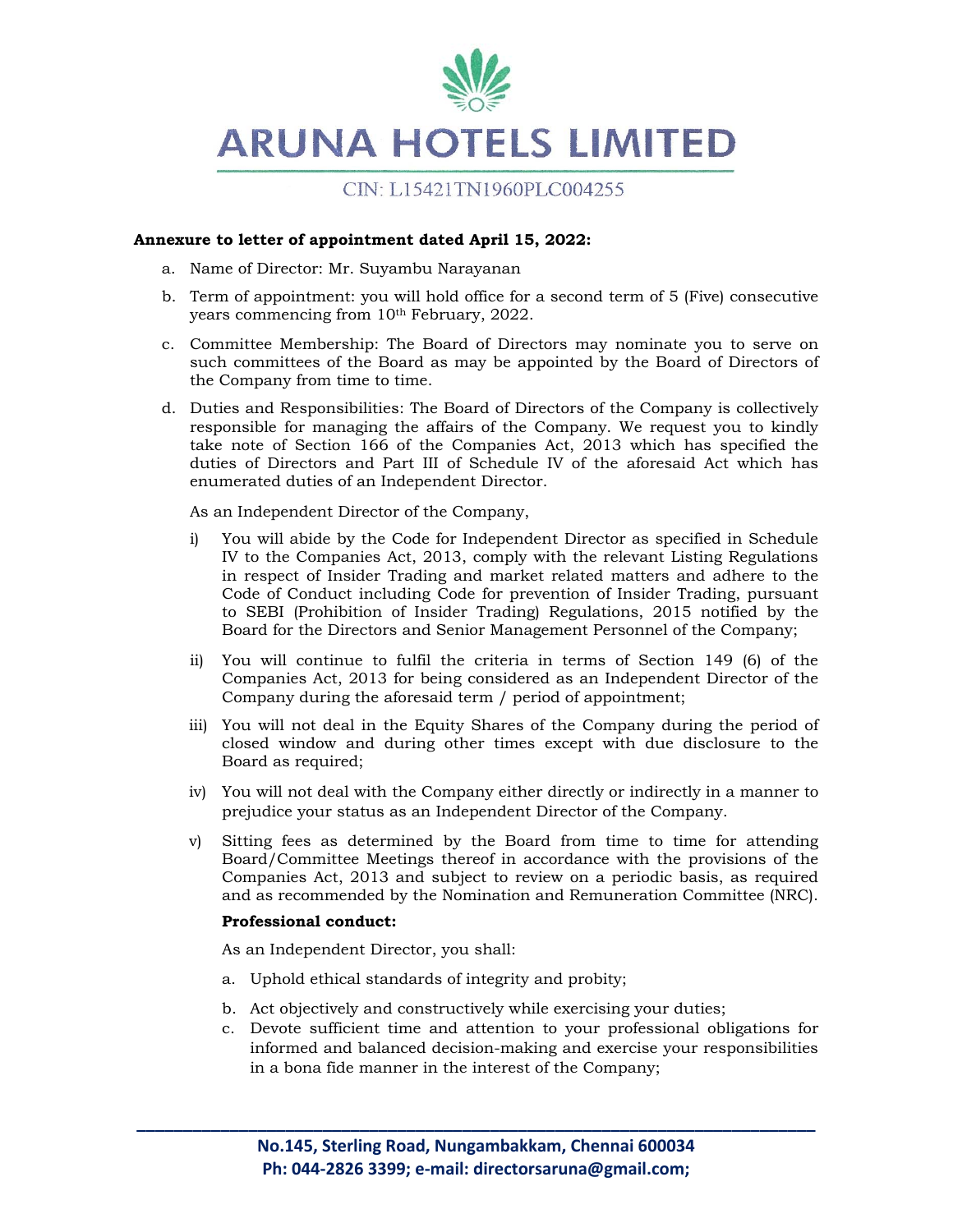**Annexure to letter of appointment dated April 15, 2022:**

a. Name of Director: Mr. Suyambu Narayanan

b. Term of appointment: you will hold office for a second term of 5 (Five) consecutive years commencing from 10th February, 2022.

c. Committee Membership: The Board of Directors may nominate you to serve on such committees of the Board as may be appointed by the Board of Directors of the Company from time to time.

d. Duties and Responsibilities: The Board of Directors of the Company is collectively responsible for managing the affairs of the Company. We request you to kindly take note of Section 166 of the Companies Act, 2013 which has specified the duties of Directors and Part III of Schedule IV of the aforesaid Act which has enumerated duties of an Independent Director.

   As an Independent Director of the Company,

   i) You will abide by the Code for Independent Director as specified in Schedule IV to the Companies Act, 2013, comply with the relevant Listing Regulations in respect of Insider Trading and market related matters and adhere to the Code of Conduct including Code for prevention of Insider Trading, pursuant to SEBI (Prohibition of Insider Trading) Regulations, 2015 notified by the Board for the Directors and Senior Management Personnel of the Company;

   ii) You will continue to fulfil the criteria in terms of Section 149 (6) of the Companies Act, 2013 for being considered as an Independent Director of the Company during the aforesaid term / period of appointment;

   iii) You will not deal in the Equity Shares of the Company during the period of closed window and during other times except with due disclosure to the Board as required;

   iv) You will not deal with the Company either directly or indirectly in a manner to prejudice your status as an Independent Director of the Company.

   v) Sitting fees as determined by the Board from time to time for attending Board/Committee Meetings thereof in accordance with the provisions of the Companies Act, 2013 and subject to review on a periodic basis, as required and as recommended by the Nomination and Remuneration Committee (NRC).

   **Professional conduct:**

   As an Independent Director, you shall:

   a. Uphold ethical standards of integrity and probity;

   b. Act objectively and constructively while exercising your duties;

   c. Devote sufficient time and attention to your professional obligations for informed and balanced decision-making and exercise your responsibilities in a bona fide manner in the interest of the Company;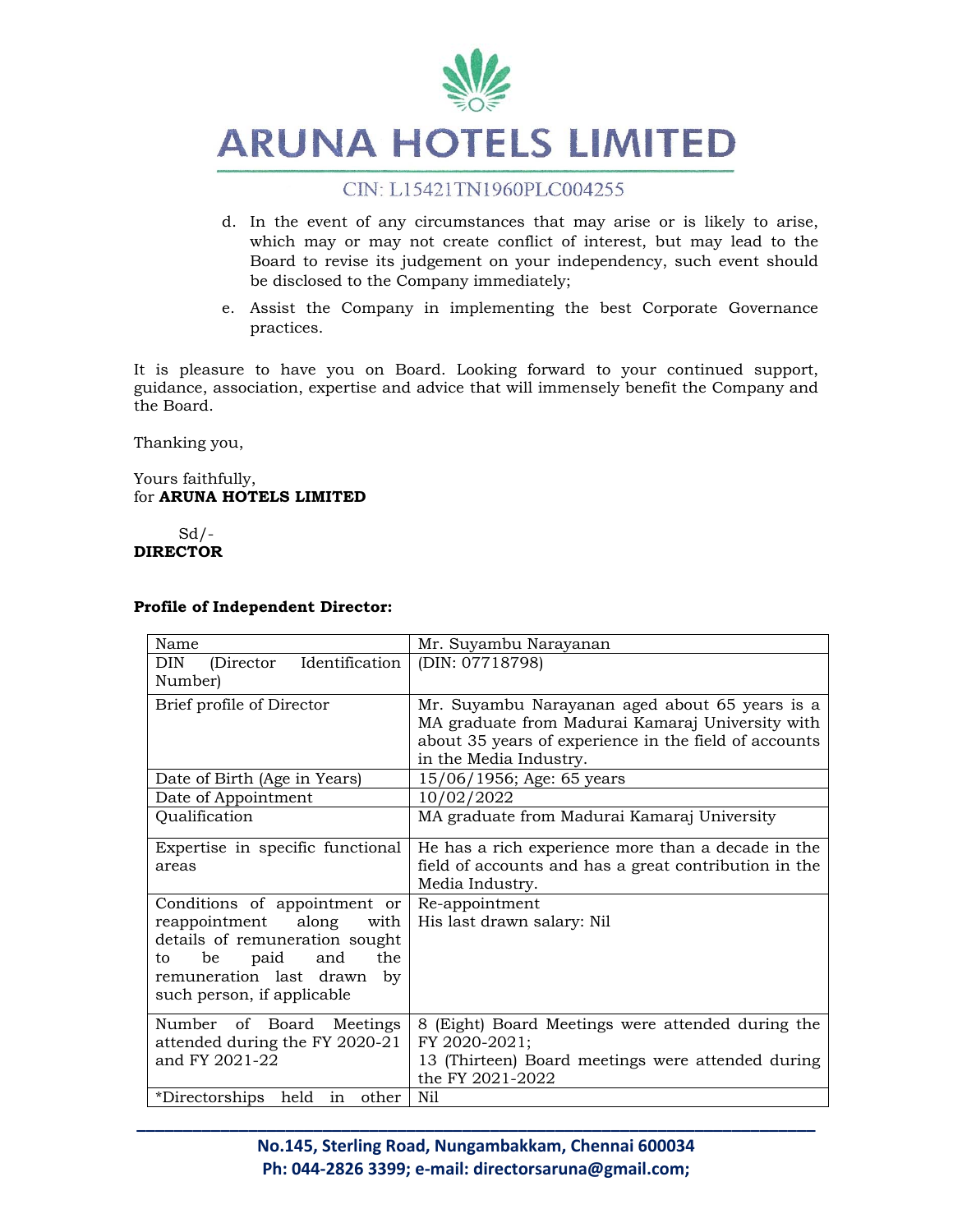d. In the event of any circumstances that may arise or is likely to arise, which may or may not create conflict of interest, but may lead to the Board to revise its judgement on your independency, such event should be disclosed to the Company immediately;

e. Assist the Company in implementing the best Corporate Governance practices.

It is pleasure to have you on Board. Looking forward to your continued support, guidance, association, expertise and advice that will immensely benefit the Company and the Board.

Thanking you,

Yours faithfully,
for **ARUNA HOTELS LIMITED**

Sd/-
**DIRECTOR**

**Profile of Independent Director:**

| Name | Mr. Suyambu Narayanan |
|---|---|
| DIN (Director Identification Number) | (DIN: 07718798) |
| Brief profile of Director | Mr. Suyambu Narayanan aged about 65 years is a MA graduate from Madurai Kamaraj University with about 35 years of experience in the field of accounts in the Media Industry. |
| Date of Birth (Age in Years) | 15/06/1956; Age: 65 years |
| Date of Appointment | 10/02/2022 |
| Qualification | MA graduate from Madurai Kamaraj University |
| Expertise in specific functional areas | He has a rich experience more than a decade in the field of accounts and has a great contribution in the Media Industry. |
| Conditions of appointment or reappointment along with details of remuneration sought to be paid and the remuneration last drawn by such person, if applicable | Re-appointment<br>His last drawn salary: Nil |
| Number of Board Meetings attended during the FY 2020-21 and FY 2021-22 | 8 (Eight) Board Meetings were attended during the FY 2020-2021;<br>13 (Thirteen) Board meetings were attended during the FY 2021-2022 |
| *Directorships held in other | Nil |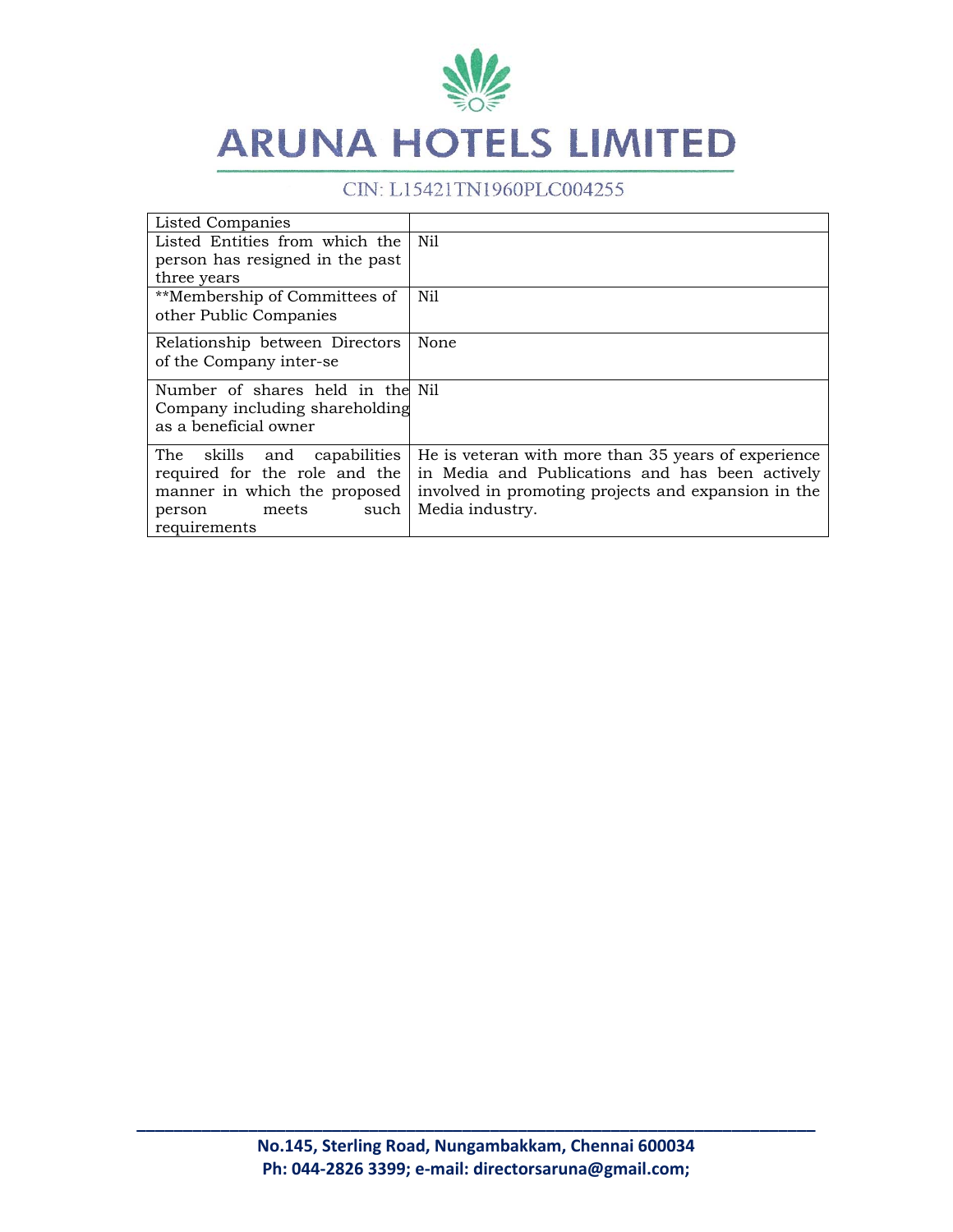| | |
|---|---|
| Listed Companies | |
| Listed Entities from which the person has resigned in the past three years | Nil |
| **Membership of Committees of other Public Companies | Nil |
| Relationship between Directors of the Company inter-se | None |
| Number of shares held in the Company including shareholding as a beneficial owner | Nil |
| The skills and capabilities required for the role and the manner in which the proposed person meets such requirements | He is veteran with more than 35 years of experience in Media and Publications and has been actively involved in promoting projects and expansion in the Media industry. |